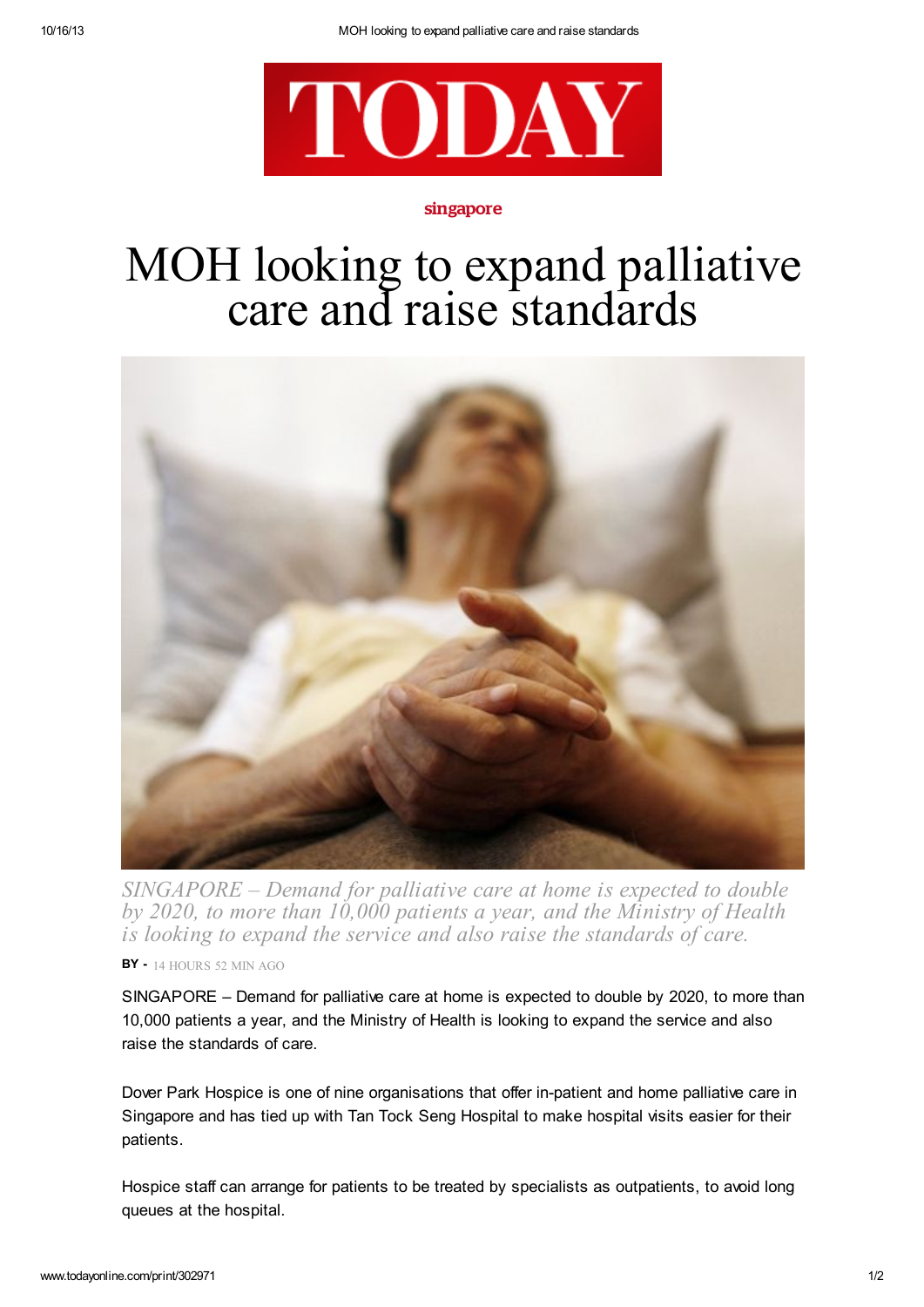TODAY

singapore

# MOH looking to expand palliative care and raise standards

*SINGAPORE – Demand for palliative care at home is expected to double by 2020, to more than 10,000 patients a year, and the Ministry of Health is looking to expand the service and also raise the standards of care.*

**BY -** 14 HOURS 52 MIN AGO

SINGAPORE – Demand for palliative care at home is expected to double by 2020, to more than 10,000 patients a year, and the Ministry of Health is looking to expand the service and also raise the standards of care.

Dover Park Hospice is one of nine organisations that offer in-patient and home palliative care in Singapore and has tied up with Tan Tock Seng Hospital to make hospital visits easier for their patients.

Hospice staff can arrange for patients to be treated by specialists as outpatients, to avoid long queues at the hospital.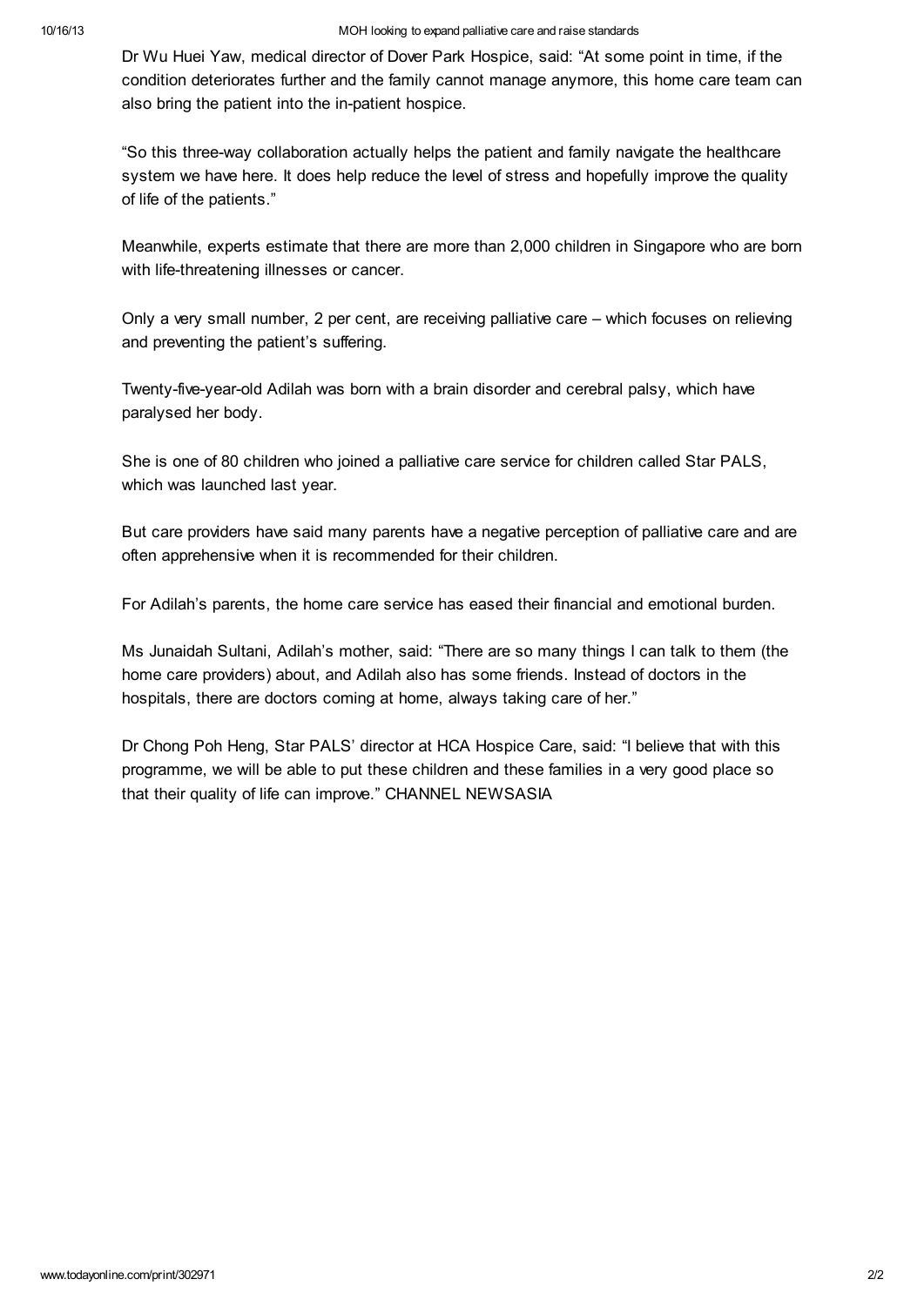Dr Wu Huei Yaw, medical director of Dover Park Hospice, said: "At some point in time, if the condition deteriorates further and the family cannot manage anymore, this home care team can also bring the patient into the in-patient hospice.

"So this three-way collaboration actually helps the patient and family navigate the healthcare system we have here. It does help reduce the level of stress and hopefully improve the quality of life of the patients."

Meanwhile, experts estimate that there are more than 2,000 children in Singapore who are born with life-threatening illnesses or cancer.

Only a very small number, 2 per cent, are receiving palliative care – which focuses on relieving and preventing the patient's suffering.

Twenty-five-year-old Adilah was born with a brain disorder and cerebral palsy, which have paralysed her body.

She is one of 80 children who joined a palliative care service for children called Star PALS, which was launched last year.

But care providers have said many parents have a negative perception of palliative care and are often apprehensive when it is recommended for their children.

For Adilah's parents, the home care service has eased their financial and emotional burden.

Ms Junaidah Sultani, Adilah's mother, said: "There are so many things I can talk to them (the home care providers) about, and Adilah also has some friends. Instead of doctors in the hospitals, there are doctors coming at home, always taking care of her."

Dr Chong Poh Heng, Star PALS' director at HCA Hospice Care, said: "I believe that with this programme, we will be able to put these children and these families in a very good place so that their quality of life can improve." CHANNEL NEWSASIA